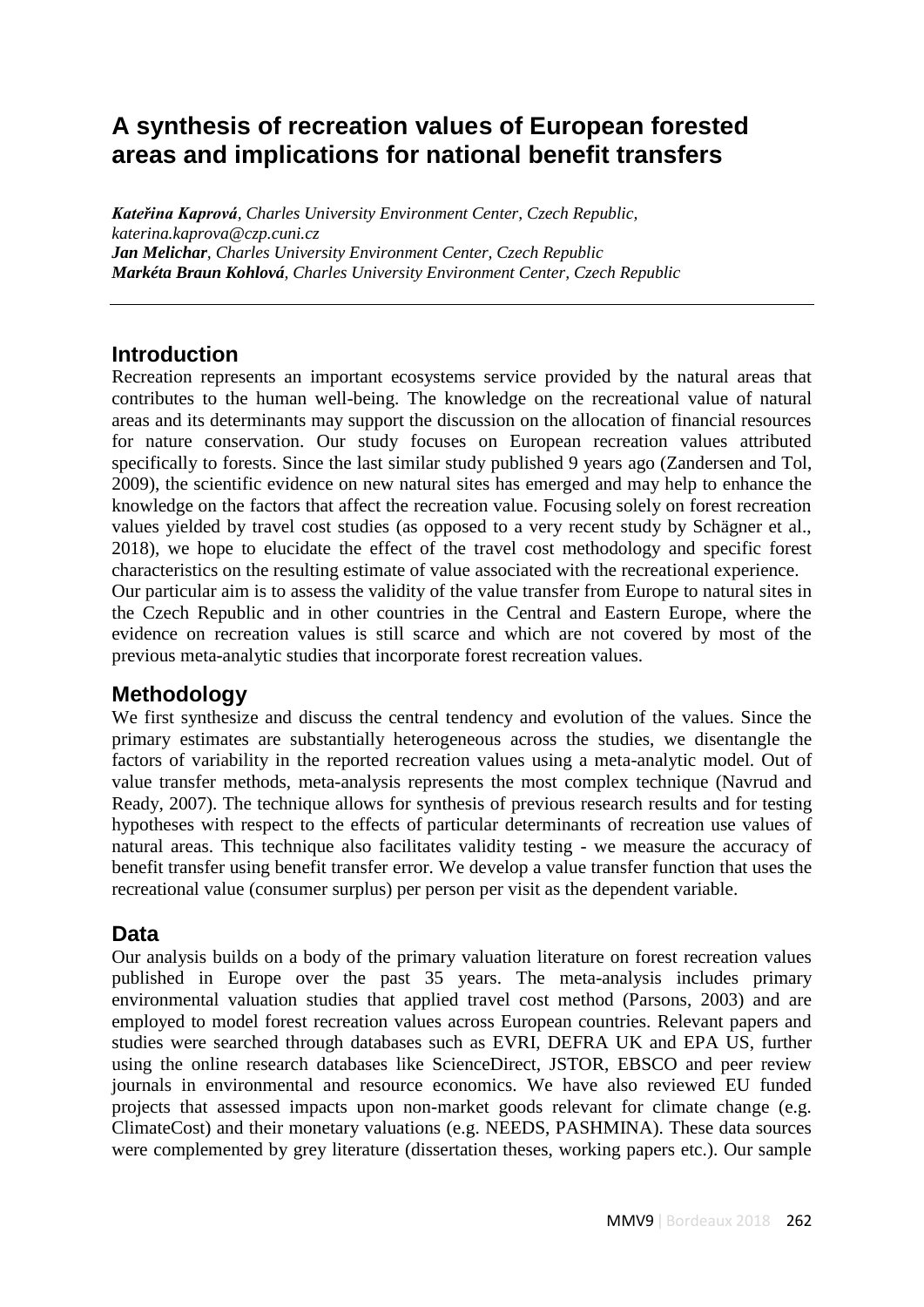# A synthesis of recreation values of European forested areas and implications for national benefit transfers

***Kateřina Kaprová****, Charles University Environment Center, Czech Republic, katerina.kaprova@czp.cuni.cz*
***Jan Melichar****, Charles University Environment Center, Czech Republic*
***Markéta Braun Kohlová****, Charles University Environment Center, Czech Republic*

## Introduction

Recreation represents an important ecosystems service provided by the natural areas that contributes to the human well-being. The knowledge on the recreational value of natural areas and its determinants may support the discussion on the allocation of financial resources for nature conservation. Our study focuses on European recreation values attributed specifically to forests. Since the last similar study published 9 years ago (Zandersen and Tol, 2009), the scientific evidence on new natural sites has emerged and may help to enhance the knowledge on the factors that affect the recreation value. Focusing solely on forest recreation values yielded by travel cost studies (as opposed to a very recent study by Schägner et al., 2018), we hope to elucidate the effect of the travel cost methodology and specific forest characteristics on the resulting estimate of value associated with the recreational experience.
Our particular aim is to assess the validity of the value transfer from Europe to natural sites in the Czech Republic and in other countries in the Central and Eastern Europe, where the evidence on recreation values is still scarce and which are not covered by most of the previous meta-analytic studies that incorporate forest recreation values.

## Methodology

We first synthesize and discuss the central tendency and evolution of the values. Since the primary estimates are substantially heterogeneous across the studies, we disentangle the factors of variability in the reported recreation values using a meta-analytic model. Out of value transfer methods, meta-analysis represents the most complex technique (Navrud and Ready, 2007). The technique allows for synthesis of previous research results and for testing hypotheses with respect to the effects of particular determinants of recreation use values of natural areas. This technique also facilitates validity testing - we measure the accuracy of benefit transfer using benefit transfer error. We develop a value transfer function that uses the recreational value (consumer surplus) per person per visit as the dependent variable.

## Data

Our analysis builds on a body of the primary valuation literature on forest recreation values published in Europe over the past 35 years. The meta-analysis includes primary environmental valuation studies that applied travel cost method (Parsons, 2003) and are employed to model forest recreation values across European countries. Relevant papers and studies were searched through databases such as EVRI, DEFRA UK and EPA US, further using the online research databases like ScienceDirect, JSTOR, EBSCO and peer review journals in environmental and resource economics. We have also reviewed EU funded projects that assessed impacts upon non-market goods relevant for climate change (e.g. ClimateCost) and their monetary valuations (e.g. NEEDS, PASHMINA). These data sources were complemented by grey literature (dissertation theses, working papers etc.). Our sample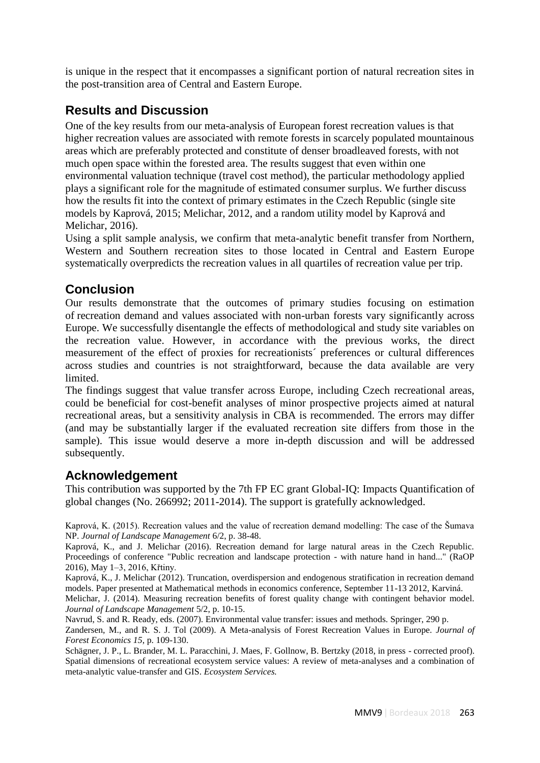is unique in the respect that it encompasses a significant portion of natural recreation sites in the post-transition area of Central and Eastern Europe.

## Results and Discussion

One of the key results from our meta-analysis of European forest recreation values is that higher recreation values are associated with remote forests in scarcely populated mountainous areas which are preferably protected and constitute of denser broadleaved forests, with not much open space within the forested area. The results suggest that even within one environmental valuation technique (travel cost method), the particular methodology applied plays a significant role for the magnitude of estimated consumer surplus. We further discuss how the results fit into the context of primary estimates in the Czech Republic (single site models by Kaprová, 2015; Melichar, 2012, and a random utility model by Kaprová and Melichar, 2016).

Using a split sample analysis, we confirm that meta-analytic benefit transfer from Northern, Western and Southern recreation sites to those located in Central and Eastern Europe systematically overpredicts the recreation values in all quartiles of recreation value per trip.

## Conclusion

Our results demonstrate that the outcomes of primary studies focusing on estimation of recreation demand and values associated with non-urban forests vary significantly across Europe. We successfully disentangle the effects of methodological and study site variables on the recreation value. However, in accordance with the previous works, the direct measurement of the effect of proxies for recreationists´ preferences or cultural differences across studies and countries is not straightforward, because the data available are very limited.

The findings suggest that value transfer across Europe, including Czech recreational areas, could be beneficial for cost-benefit analyses of minor prospective projects aimed at natural recreational areas, but a sensitivity analysis in CBA is recommended. The errors may differ (and may be substantially larger if the evaluated recreation site differs from those in the sample). This issue would deserve a more in-depth discussion and will be addressed subsequently.

## Acknowledgement

This contribution was supported by the 7th FP EC grant Global-IQ: Impacts Quantification of global changes (No. 266992; 2011-2014). The support is gratefully acknowledged.

Kaprová, K. (2015). Recreation values and the value of recreation demand modelling: The case of the Šumava NP. *Journal of Landscape Management* 6/2, p. 38-48.

Kaprová, K., and J. Melichar (2016). Recreation demand for large natural areas in the Czech Republic. Proceedings of conference "Public recreation and landscape protection - with nature hand in hand..." (RaOP 2016), May 1–3, 2016, Křtiny.

Kaprová, K., J. Melichar (2012). Truncation, overdispersion and endogenous stratification in recreation demand models. Paper presented at Mathematical methods in economics conference, September 11-13 2012, Karviná.

Melichar, J. (2014). Measuring recreation benefits of forest quality change with contingent behavior model. *Journal of Landscape Management* 5/2, p. 10-15.

Navrud, S. and R. Ready, eds. (2007). Environmental value transfer: issues and methods. Springer, 290 p.

Zandersen, M., and R. S. J. Tol (2009). A Meta-analysis of Forest Recreation Values in Europe. *Journal of Forest Economics 15*, p. 109-130.

Schägner, J. P., L. Brander, M. L. Paracchini, J. Maes, F. Gollnow, B. Bertzky (2018, in press - corrected proof). Spatial dimensions of recreational ecosystem service values: A review of meta-analyses and a combination of meta-analytic value-transfer and GIS. *Ecosystem Services.*